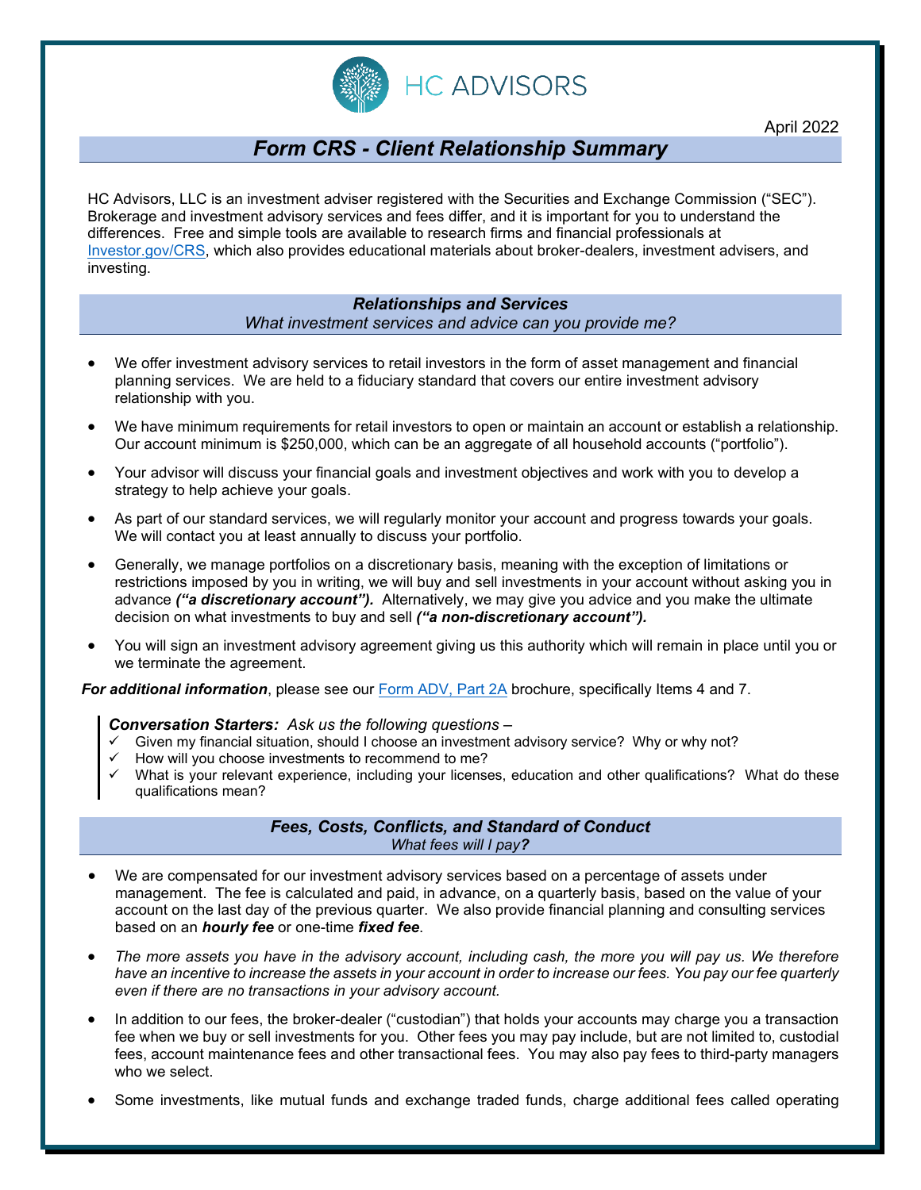HC ADVISORS

April 2022

# *Form CRS - Client Relationship Summary*

HC Advisors, LLC is an investment adviser registered with the Securities and Exchange Commission ("SEC"). Brokerage and investment advisory services and fees differ, and it is important for you to understand the differences. Free and simple tools are available to research firms and financial professionals at [Investor.gov/CRS](Investor.gov/CRS), which also provides educational materials about broker-dealers, investment advisers, and investing.

## *Relationships and Services*

*What investment services and advice can you provide me?*

- We offer investment advisory services to retail investors in the form of asset management and financial planning services. We are held to a fiduciary standard that covers our entire investment advisory relationship with you.
- We have minimum requirements for retail investors to open or maintain an account or establish a relationship. Our account minimum is $250,000, which can be an aggregate of all household accounts ("portfolio").
- Your advisor will discuss your financial goals and investment objectives and work with you to develop a strategy to help achieve your goals.
- As part of our standard services, we will regularly monitor your account and progress towards your goals. We will contact you at least annually to discuss your portfolio.
- Generally, we manage portfolios on a discretionary basis, meaning with the exception of limitations or restrictions imposed by you in writing, we will buy and sell investments in your account without asking you in advance ***("a discretionary account").*** Alternatively, we may give you advice and you make the ultimate decision on what investments to buy and sell ***("a non-discretionary account").***
- You will sign an investment advisory agreement giving us this authority which will remain in place until you or we terminate the agreement.

***For additional information***, please see our [Form ADV, Part 2A](Form ADV, Part 2A) brochure, specifically Items 4 and 7.

> ***Conversation Starters:*** *Ask us the following questions –*
> - ✓ Given my financial situation, should I choose an investment advisory service? Why or why not?
> - ✓ How will you choose investments to recommend to me?
> - ✓ What is your relevant experience, including your licenses, education and other qualifications? What do these qualifications mean?

## *Fees, Costs, Conflicts, and Standard of Conduct*

*What fees will I pay**?***

- We are compensated for our investment advisory services based on a percentage of assets under management. The fee is calculated and paid, in advance, on a quarterly basis, based on the value of your account on the last day of the previous quarter. We also provide financial planning and consulting services based on an ***hourly fee*** or one-time ***fixed fee***.
- *The more assets you have in the advisory account, including cash, the more you will pay us. We therefore have an incentive to increase the assets in your account in order to increase our fees. You pay our fee quarterly even if there are no transactions in your advisory account.*
- In addition to our fees, the broker-dealer ("custodian") that holds your accounts may charge you a transaction fee when we buy or sell investments for you. Other fees you may pay include, but are not limited to, custodial fees, account maintenance fees and other transactional fees. You may also pay fees to third-party managers who we select.
- Some investments, like mutual funds and exchange traded funds, charge additional fees called operating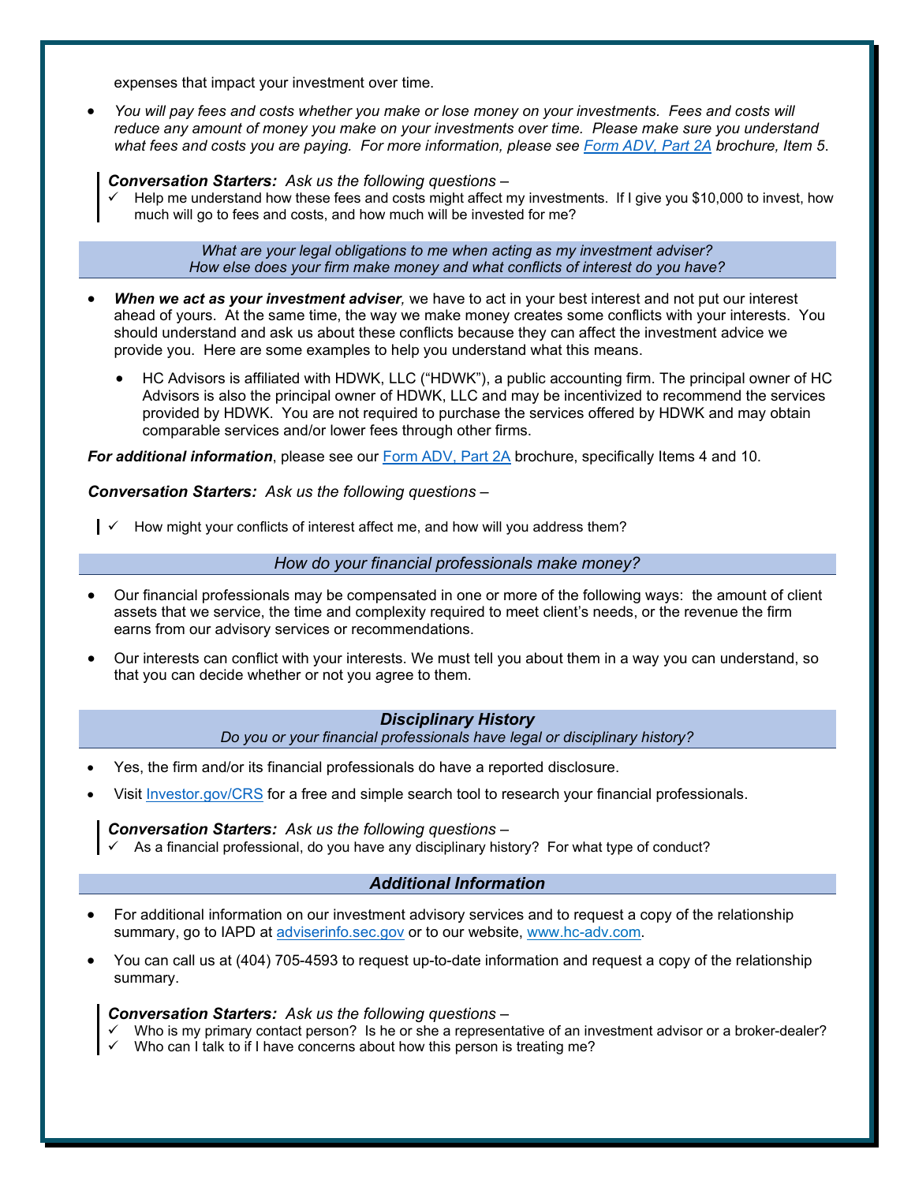expenses that impact your investment over time.

- *You will pay fees and costs whether you make or lose money on your investments. Fees and costs will reduce any amount of money you make on your investments over time. Please make sure you understand what fees and costs you are paying. For more information, please see [Form ADV, Part 2A](#) brochure, Item 5.*

> ***Conversation Starters:*** *Ask us the following questions –*
> - ✓ Help me understand how these fees and costs might affect my investments. If I give you $10,000 to invest, how much will go to fees and costs, and how much will be invested for me?

### *What are your legal obligations to me when acting as my investment adviser? How else does your firm make money and what conflicts of interest do you have?*

- ***When we act as your investment adviser****,* we have to act in your best interest and not put our interest ahead of yours. At the same time, the way we make money creates some conflicts with your interests. You should understand and ask us about these conflicts because they can affect the investment advice we provide you. Here are some examples to help you understand what this means.
  - HC Advisors is affiliated with HDWK, LLC ("HDWK"), a public accounting firm. The principal owner of HC Advisors is also the principal owner of HDWK, LLC and may be incentivized to recommend the services provided by HDWK. You are not required to purchase the services offered by HDWK and may obtain comparable services and/or lower fees through other firms.

***For additional information***, please see our [Form ADV, Part 2A](#) brochure, specifically Items 4 and 10.

***Conversation Starters:*** *Ask us the following questions –*

> - ✓ How might your conflicts of interest affect me, and how will you address them?

### *How do your financial professionals make money?*

- Our financial professionals may be compensated in one or more of the following ways: the amount of client assets that we service, the time and complexity required to meet client's needs, or the revenue the firm earns from our advisory services or recommendations.
- Our interests can conflict with your interests. We must tell you about them in a way you can understand, so that you can decide whether or not you agree to them.

## *Disciplinary History*

*Do you or your financial professionals have legal or disciplinary history?*

- Yes, the firm and/or its financial professionals do have a reported disclosure.
- Visit [Investor.gov/CRS](#) for a free and simple search tool to research your financial professionals.

> ***Conversation Starters:*** *Ask us the following questions –*
> - ✓ As a financial professional, do you have any disciplinary history? For what type of conduct?

## *Additional Information*

- For additional information on our investment advisory services and to request a copy of the relationship summary, go to IAPD at [adviserinfo.sec.gov](#) or to our website, [www.hc-adv.com](#).
- You can call us at (404) 705-4593 to request up-to-date information and request a copy of the relationship summary.

> ***Conversation Starters:*** *Ask us the following questions –*
> - ✓ Who is my primary contact person? Is he or she a representative of an investment advisor or a broker-dealer?
> - ✓ Who can I talk to if I have concerns about how this person is treating me?